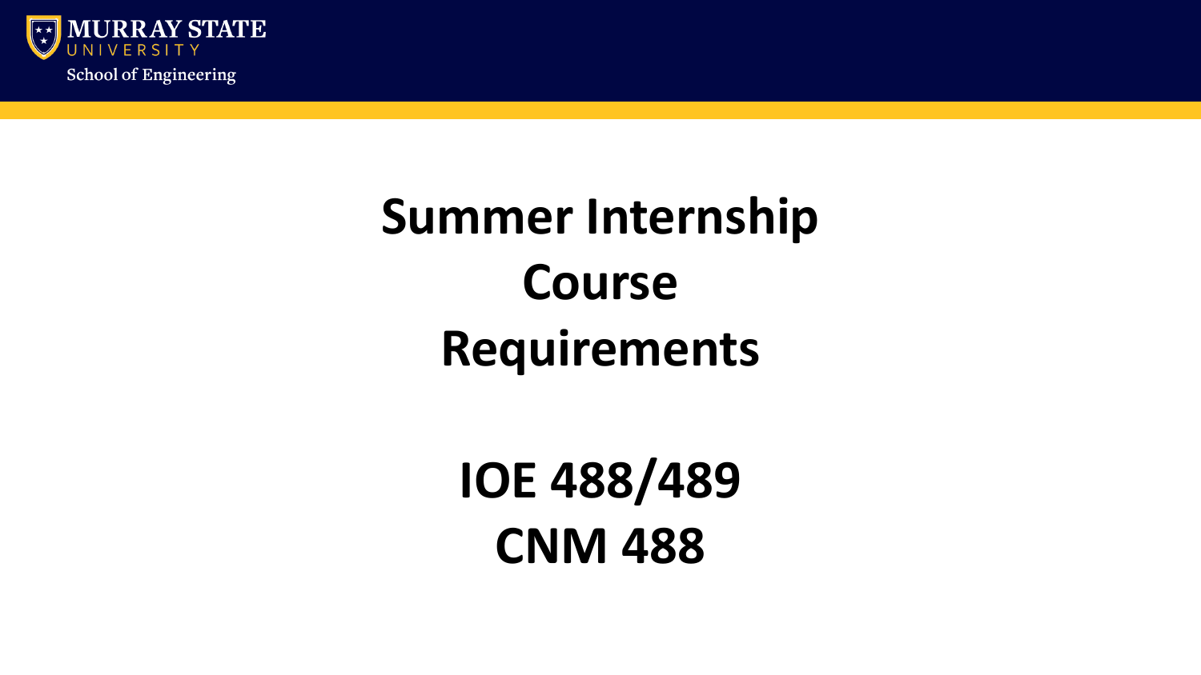MURRAY STATE UNIVERSITY

School of Engineering

# Summer Internship Course Requirements

## IOE 488/489

## CNM 488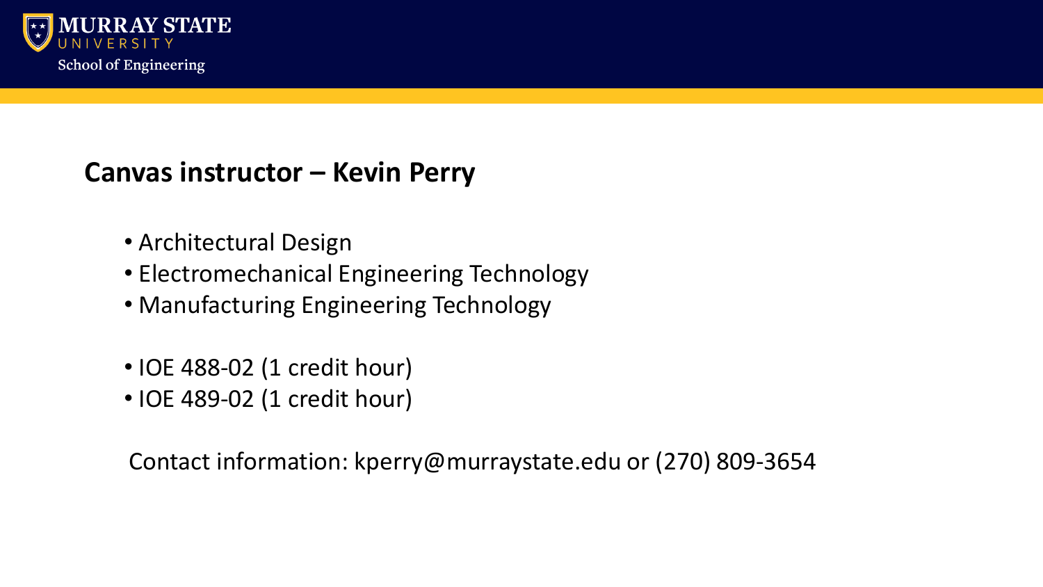## Canvas instructor – Kevin Perry

- Architectural Design
- Electromechanical Engineering Technology
- Manufacturing Engineering Technology

- IOE 488-02 (1 credit hour)
- IOE 489-02 (1 credit hour)

Contact information: kperry@murraystate.edu or (270) 809-3654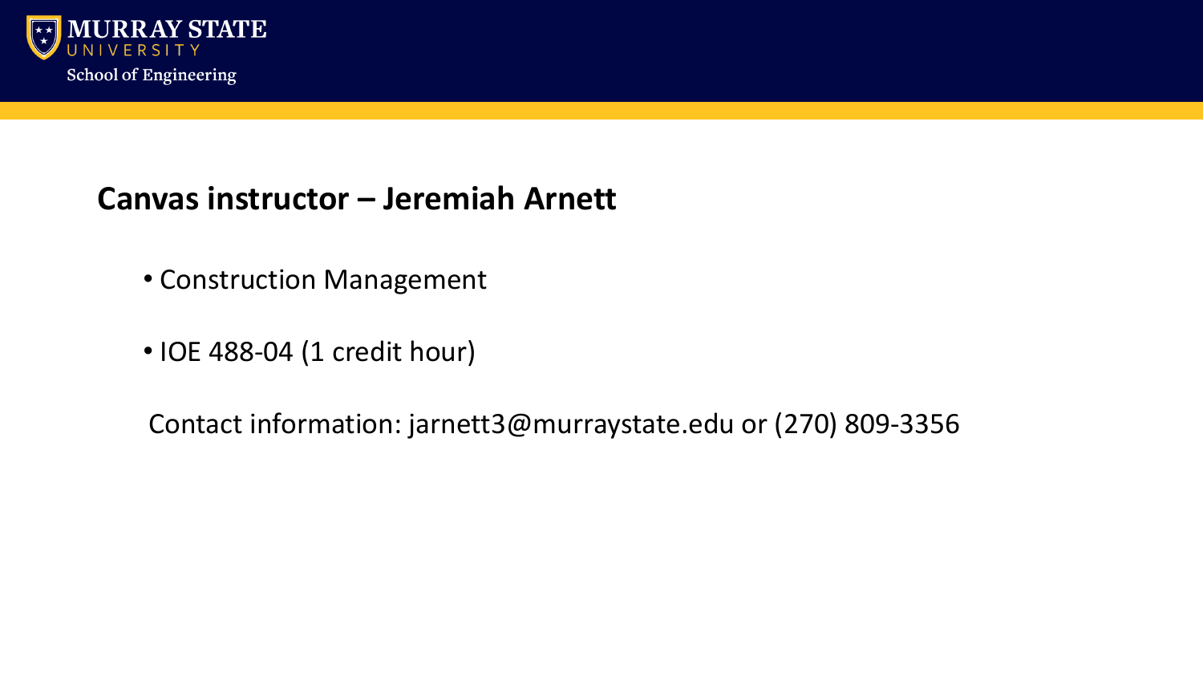## Canvas instructor – Jeremiah Arnett

- Construction Management
- IOE 488-04 (1 credit hour)

Contact information: jarnett3@murraystate.edu or (270) 809-3356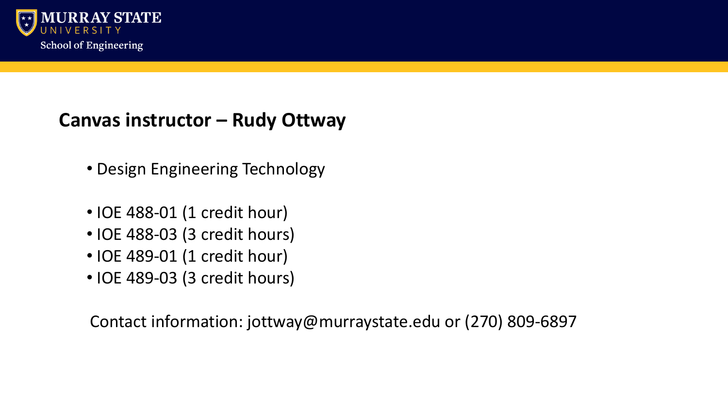## Canvas instructor – Rudy Ottway

- Design Engineering Technology

- IOE 488-01 (1 credit hour)
- IOE 488-03 (3 credit hours)
- IOE 489-01 (1 credit hour)
- IOE 489-03 (3 credit hours)

Contact information: jottway@murraystate.edu or (270) 809-6897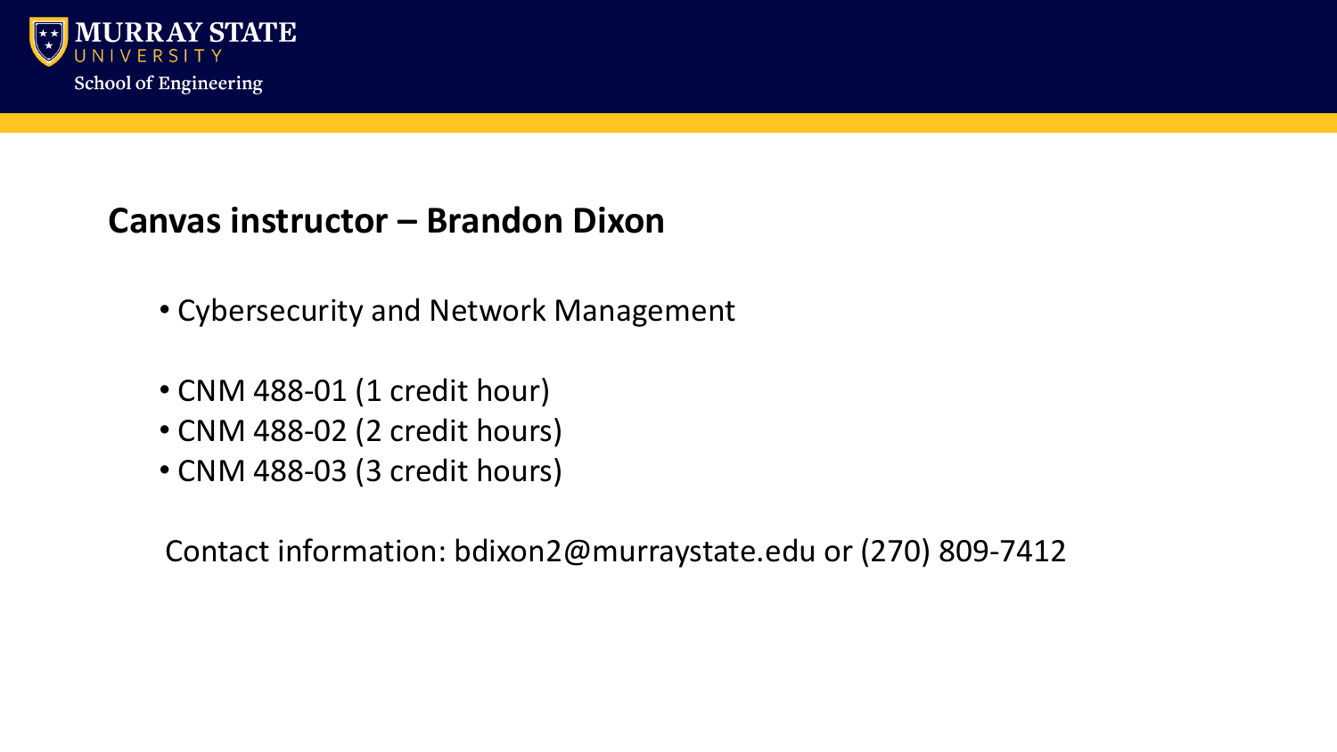## Canvas instructor – Brandon Dixon

- Cybersecurity and Network Management

- CNM 488-01 (1 credit hour)
- CNM 488-02 (2 credit hours)
- CNM 488-03 (3 credit hours)

Contact information: bdixon2@murraystate.edu or (270) 809-7412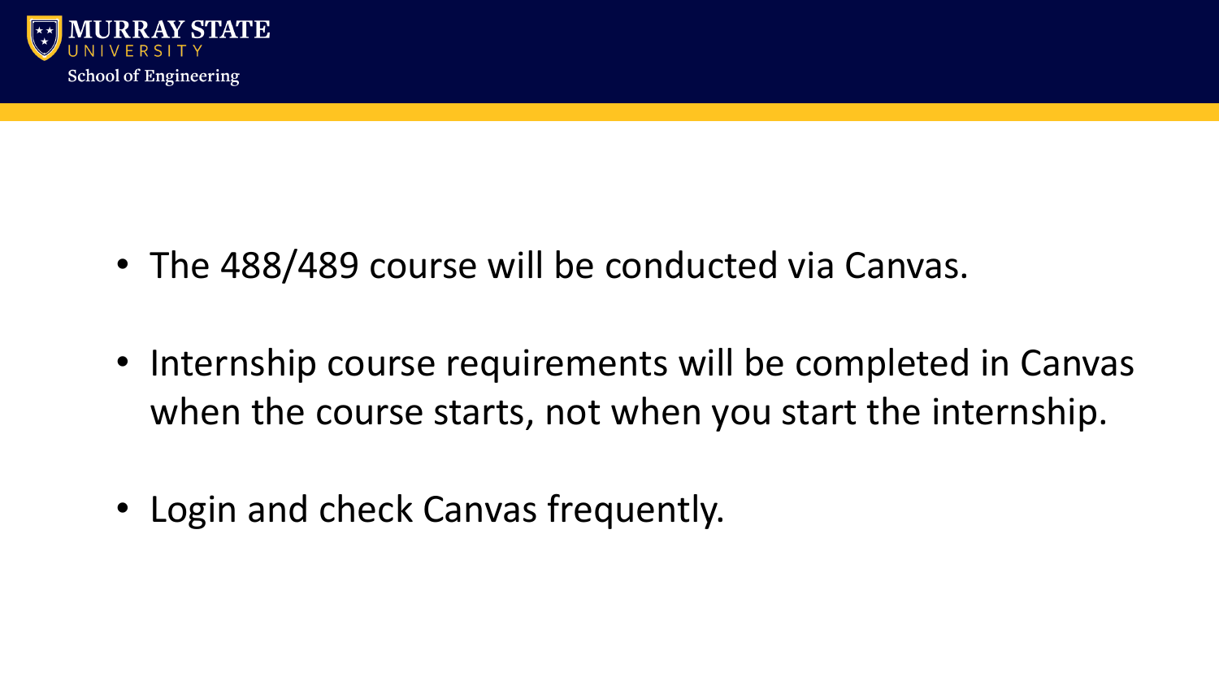- The 488/489 course will be conducted via Canvas.
- Internship course requirements will be completed in Canvas when the course starts, not when you start the internship.
- Login and check Canvas frequently.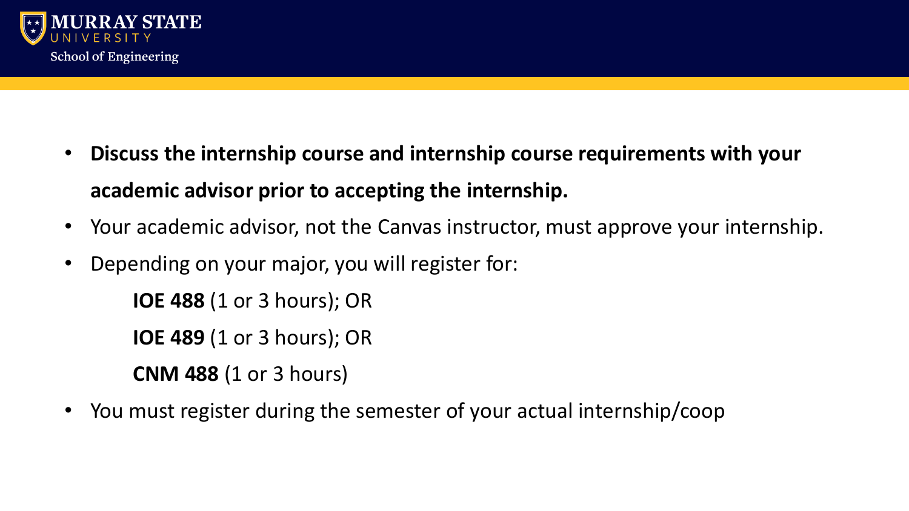- **Discuss the internship course and internship course requirements with your academic advisor prior to accepting the internship.**
- Your academic advisor, not the Canvas instructor, must approve your internship.
- Depending on your major, you will register for:

  **IOE 488** (1 or 3 hours); OR

  **IOE 489** (1 or 3 hours); OR

  **CNM 488** (1 or 3 hours)
- You must register during the semester of your actual internship/coop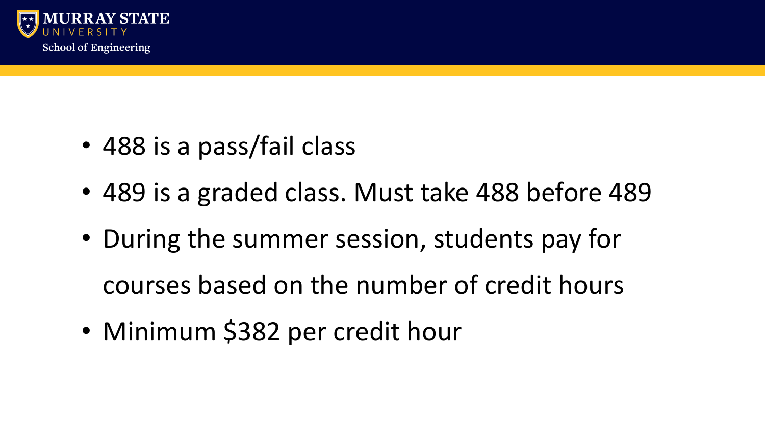- 488 is a pass/fail class
- 489 is a graded class. Must take 488 before 489
- During the summer session, students pay for courses based on the number of credit hours
- Minimum $382 per credit hour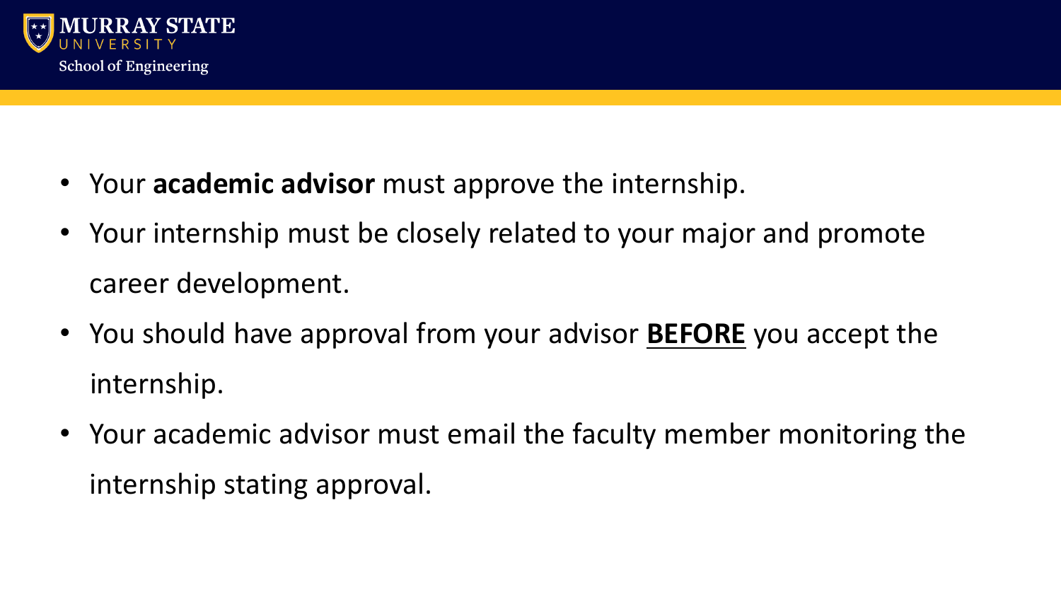- Your **academic advisor** must approve the internship.
- Your internship must be closely related to your major and promote career development.
- You should have approval from your advisor **BEFORE** you accept the internship.
- Your academic advisor must email the faculty member monitoring the internship stating approval.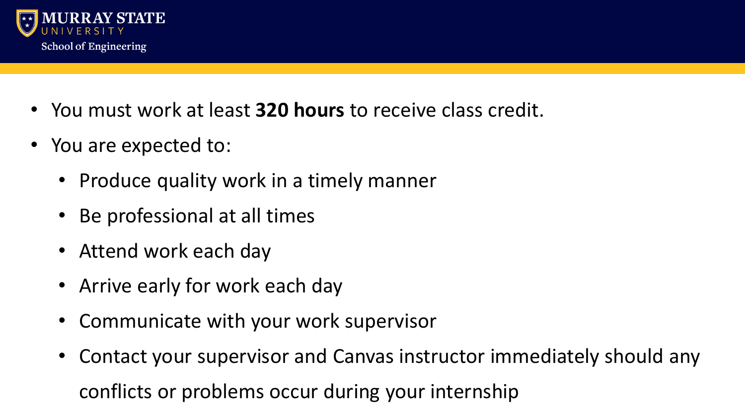- You must work at least **320 hours** to receive class credit.
- You are expected to:
  - Produce quality work in a timely manner
  - Be professional at all times
  - Attend work each day
  - Arrive early for work each day
  - Communicate with your work supervisor
  - Contact your supervisor and Canvas instructor immediately should any conflicts or problems occur during your internship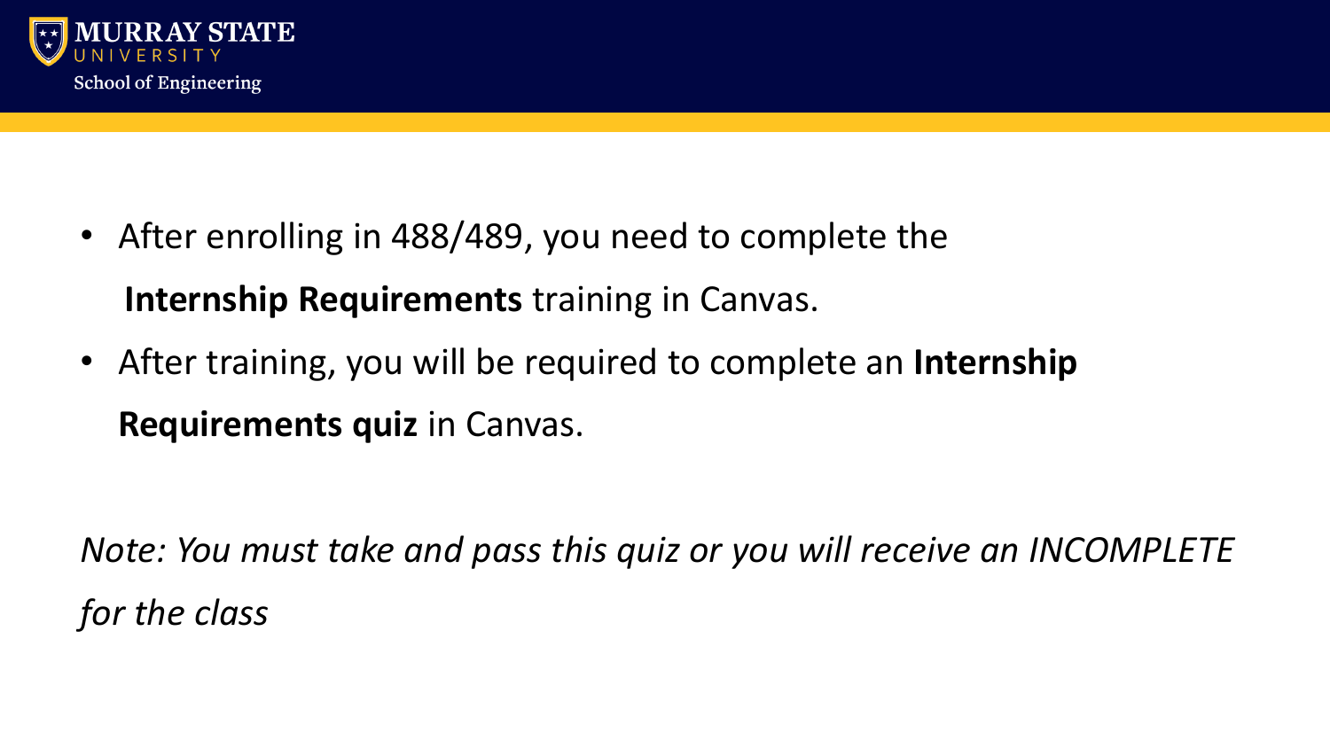- After enrolling in 488/489, you need to complete the **Internship Requirements** training in Canvas.
- After training, you will be required to complete an **Internship Requirements quiz** in Canvas.

*Note: You must take and pass this quiz or you will receive an INCOMPLETE for the class*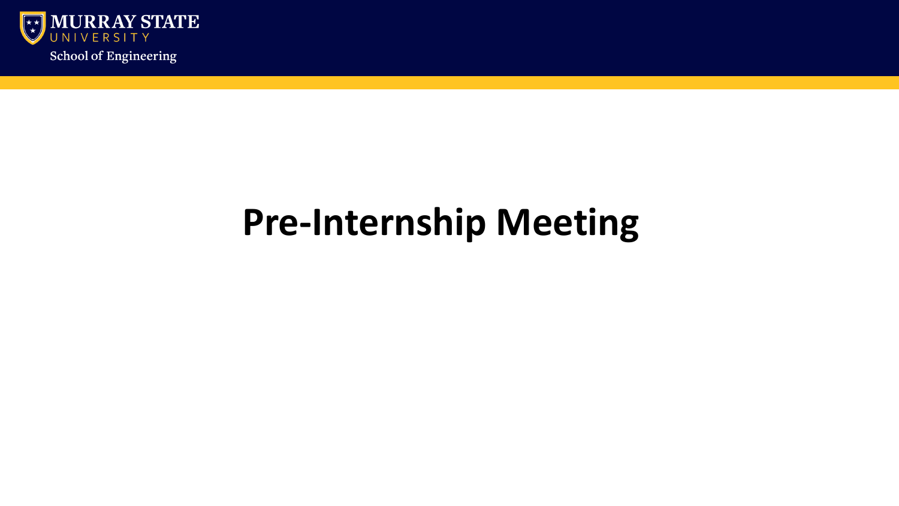# Pre-Internship Meeting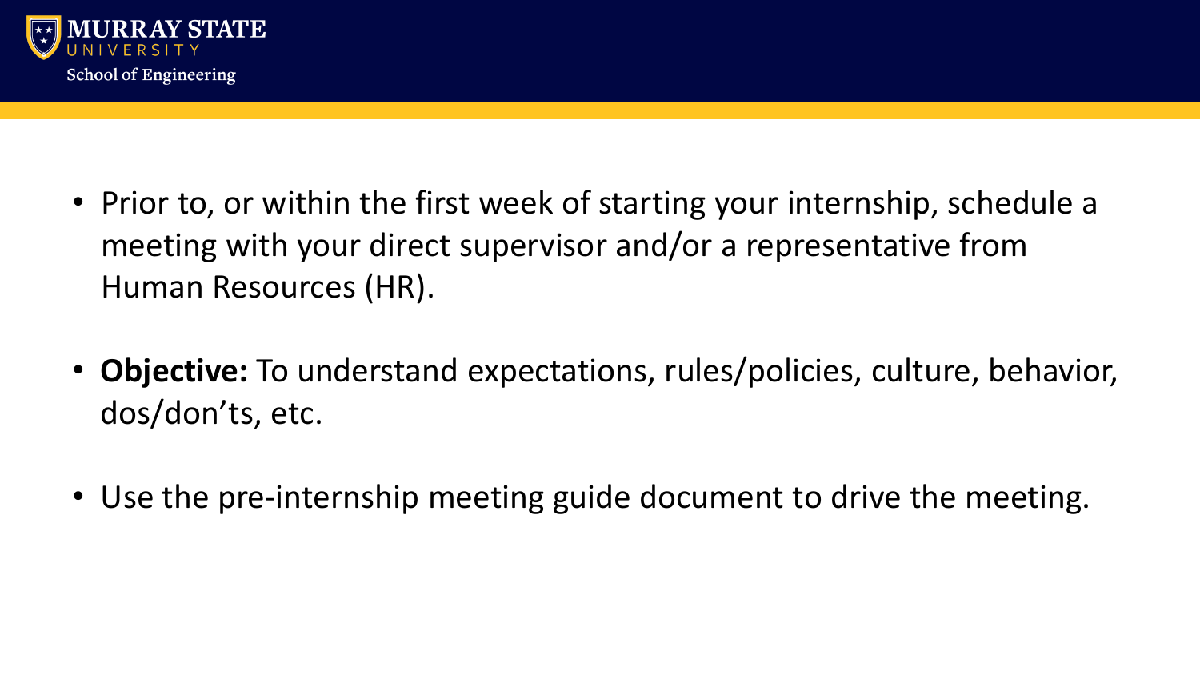- Prior to, or within the first week of starting your internship, schedule a meeting with your direct supervisor and/or a representative from Human Resources (HR).

- **Objective:** To understand expectations, rules/policies, culture, behavior, dos/don'ts, etc.

- Use the pre-internship meeting guide document to drive the meeting.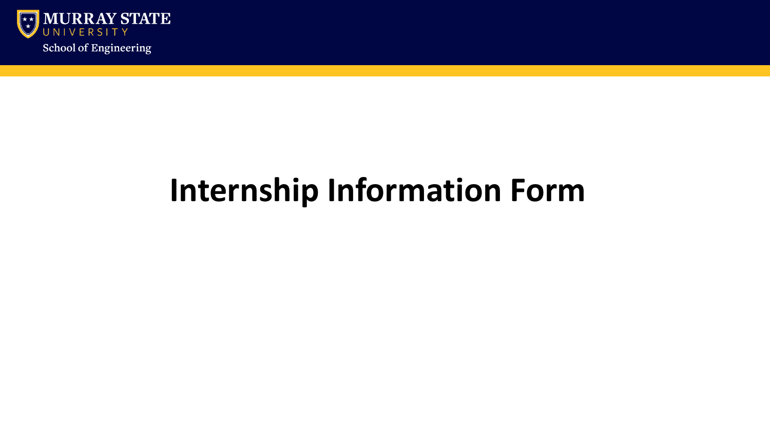# Internship Information Form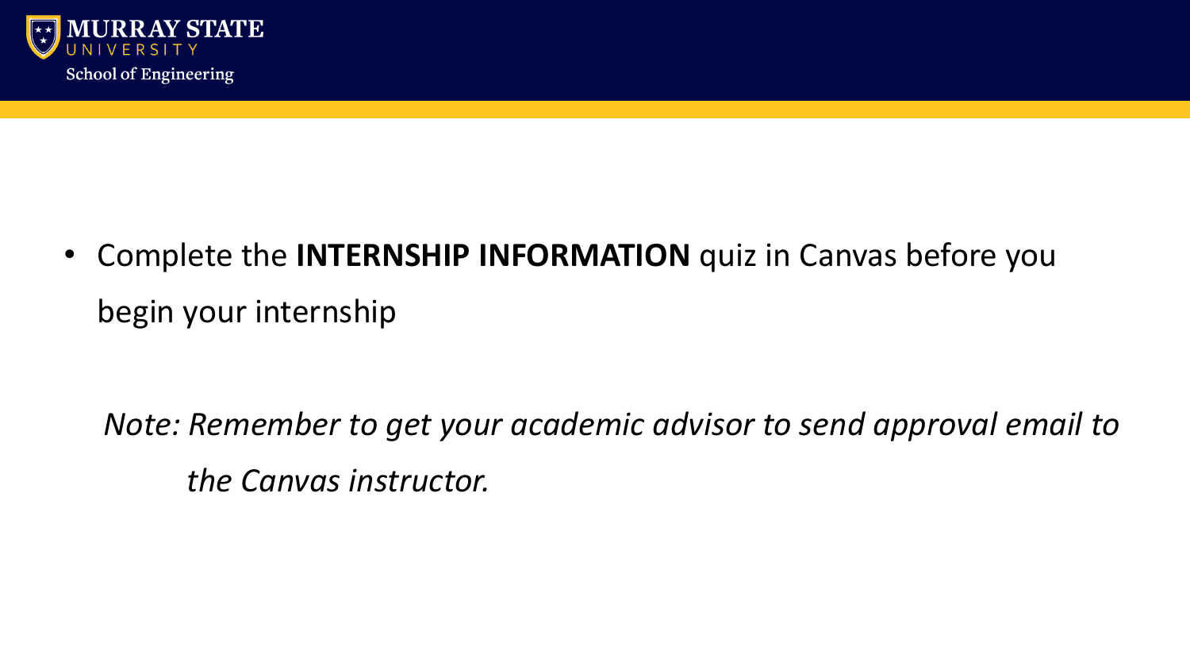- Complete the **INTERNSHIP INFORMATION** quiz in Canvas before you begin your internship

*Note: Remember to get your academic advisor to send approval email to the Canvas instructor.*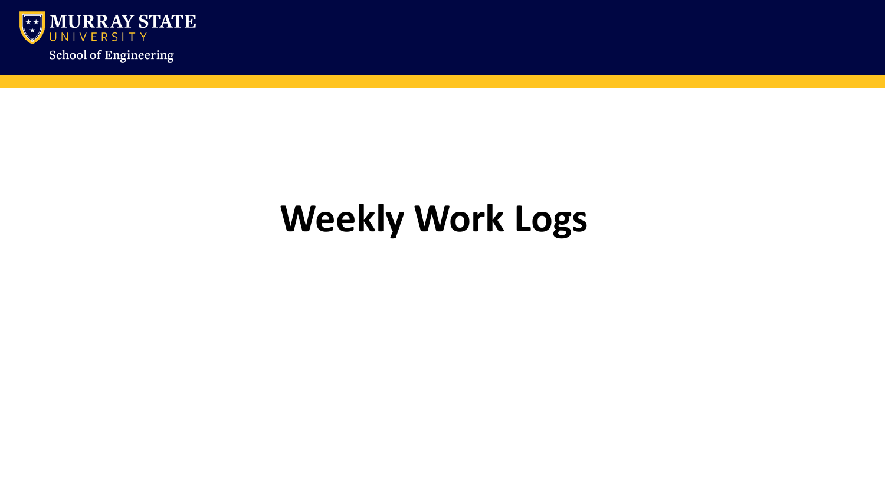# Weekly Work Logs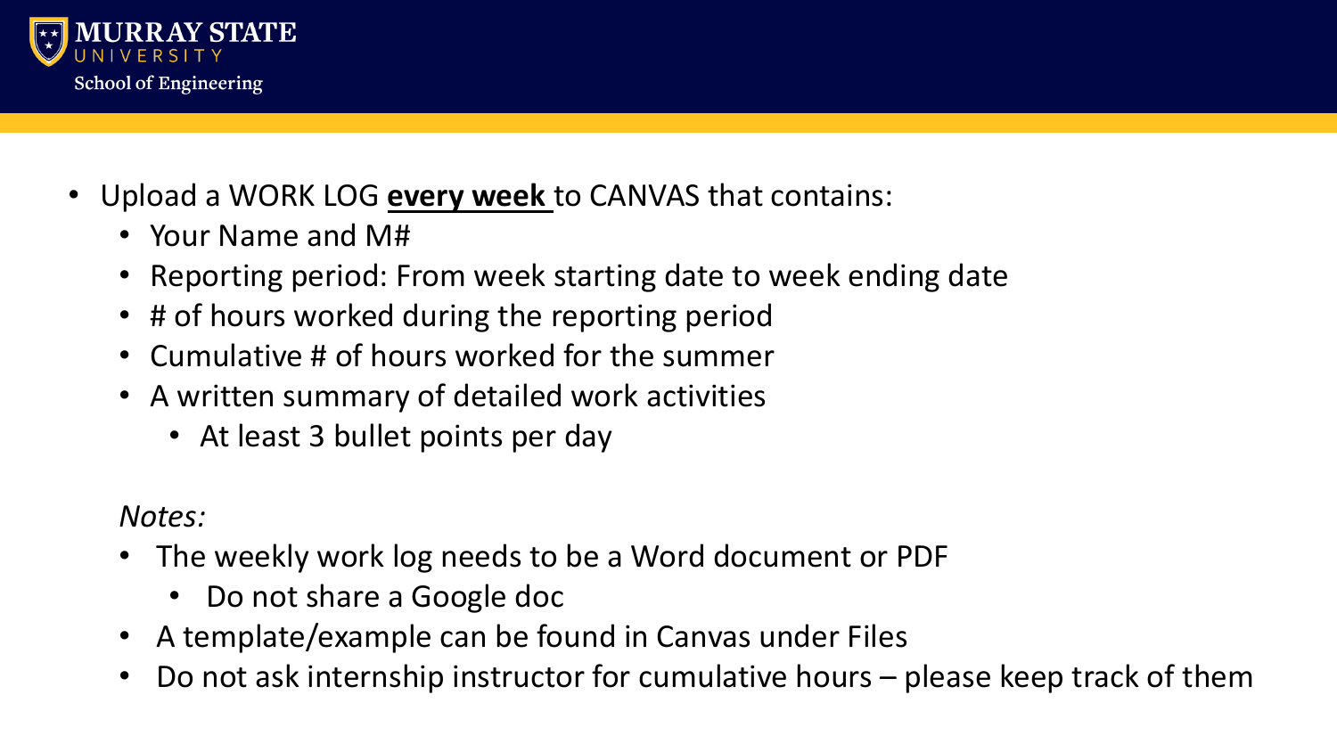- Upload a WORK LOG **every week** to CANVAS that contains:
  - Your Name and M#
  - Reporting period: From week starting date to week ending date
  - # of hours worked during the reporting period
  - Cumulative # of hours worked for the summer
  - A written summary of detailed work activities
    - At least 3 bullet points per day

*Notes:*

- The weekly work log needs to be a Word document or PDF
  - Do not share a Google doc
- A template/example can be found in Canvas under Files
- Do not ask internship instructor for cumulative hours – please keep track of them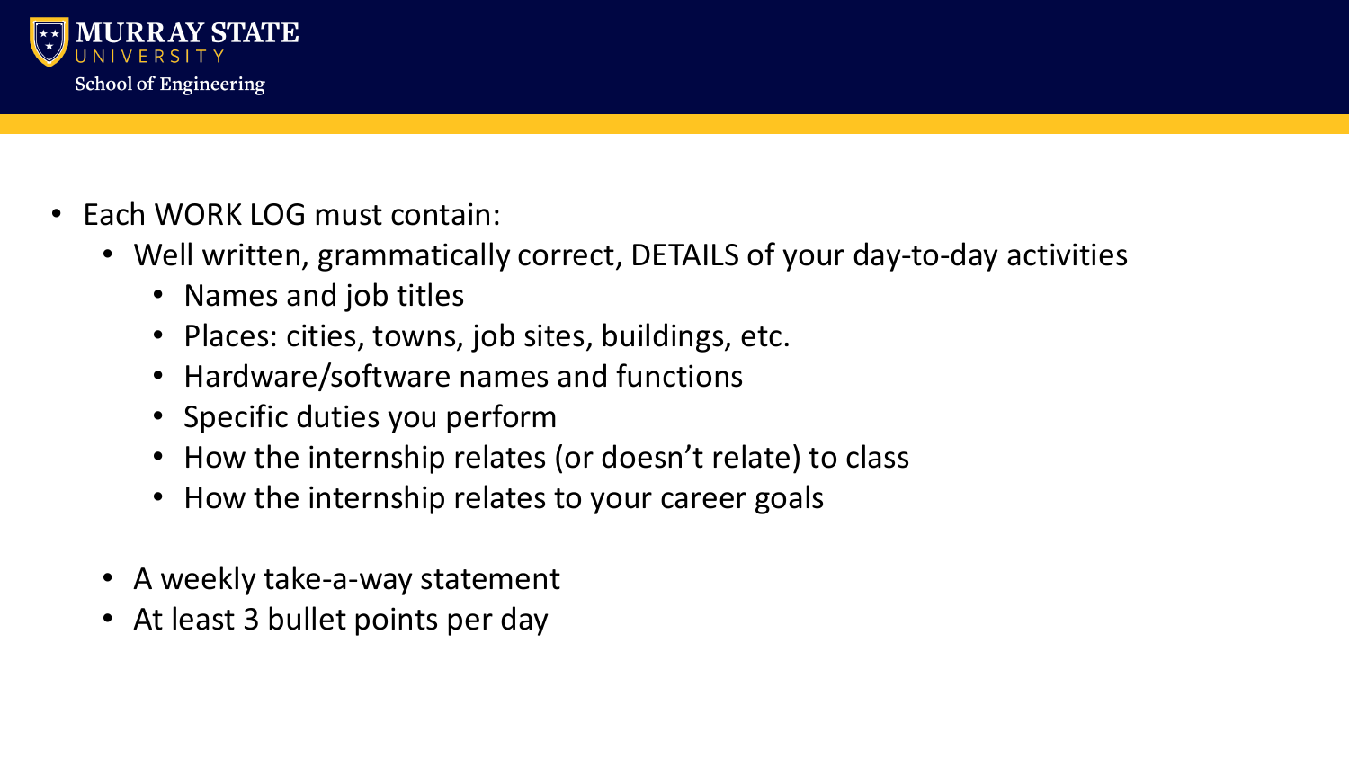- Each WORK LOG must contain:
  - Well written, grammatically correct, DETAILS of your day-to-day activities
    - Names and job titles
    - Places: cities, towns, job sites, buildings, etc.
    - Hardware/software names and functions
    - Specific duties you perform
    - How the internship relates (or doesn't relate) to class
    - How the internship relates to your career goals
  - A weekly take-a-way statement
  - At least 3 bullet points per day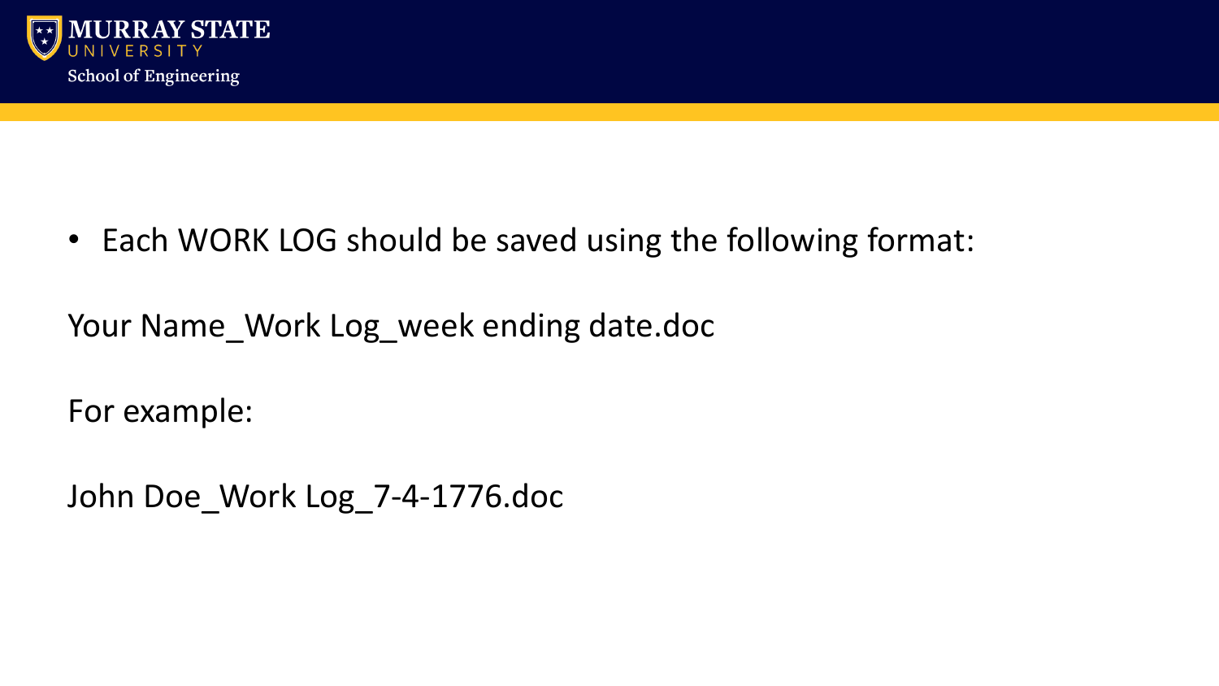- Each WORK LOG should be saved using the following format:

Your Name_Work Log_week ending date.doc

For example:

John Doe_Work Log_7-4-1776.doc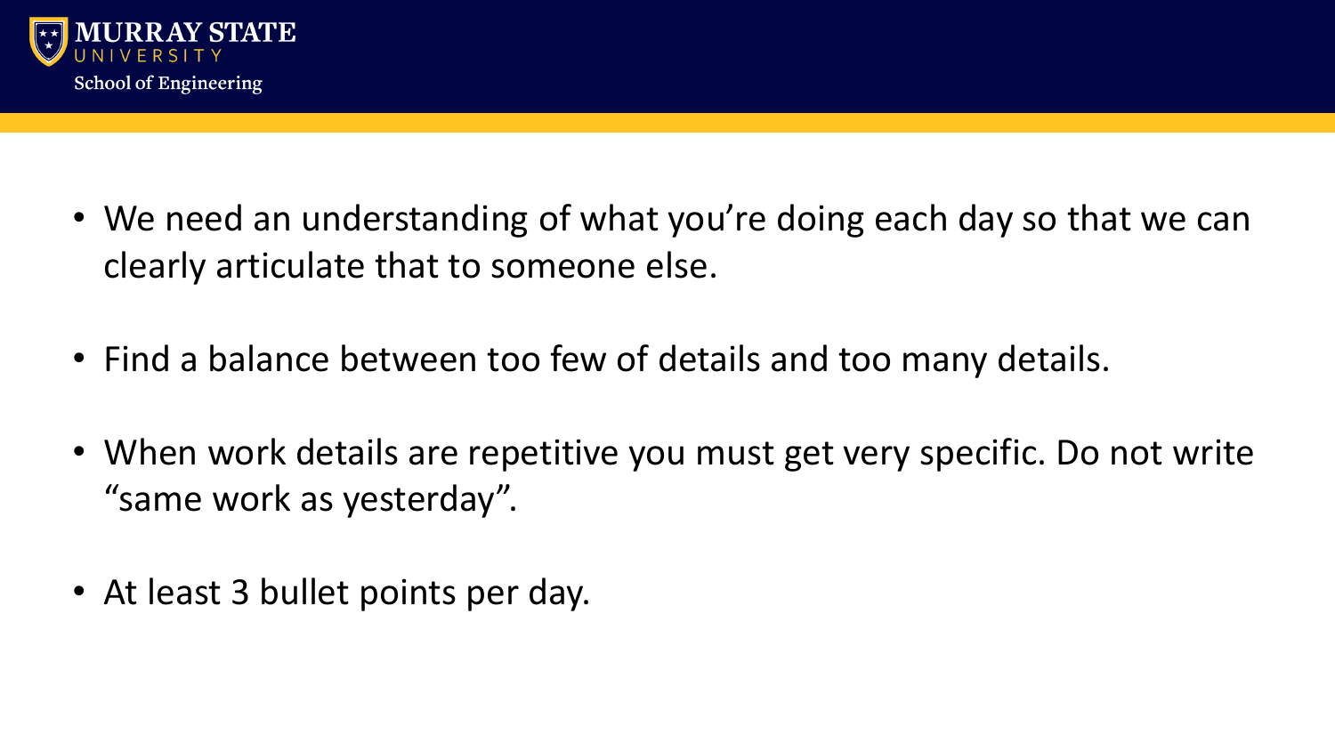- We need an understanding of what you’re doing each day so that we can clearly articulate that to someone else.
- Find a balance between too few of details and too many details.
- When work details are repetitive you must get very specific. Do not write “same work as yesterday”.
- At least 3 bullet points per day.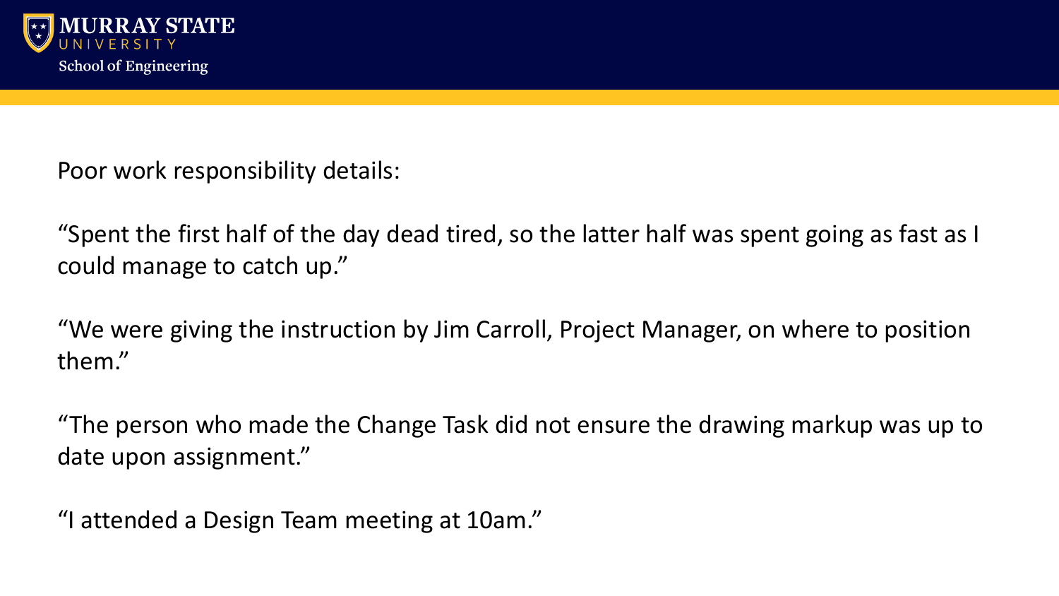Poor work responsibility details:

“Spent the first half of the day dead tired, so the latter half was spent going as fast as I could manage to catch up.”

“We were giving the instruction by Jim Carroll, Project Manager, on where to position them.”

“The person who made the Change Task did not ensure the drawing markup was up to date upon assignment.”

“I attended a Design Team meeting at 10am.”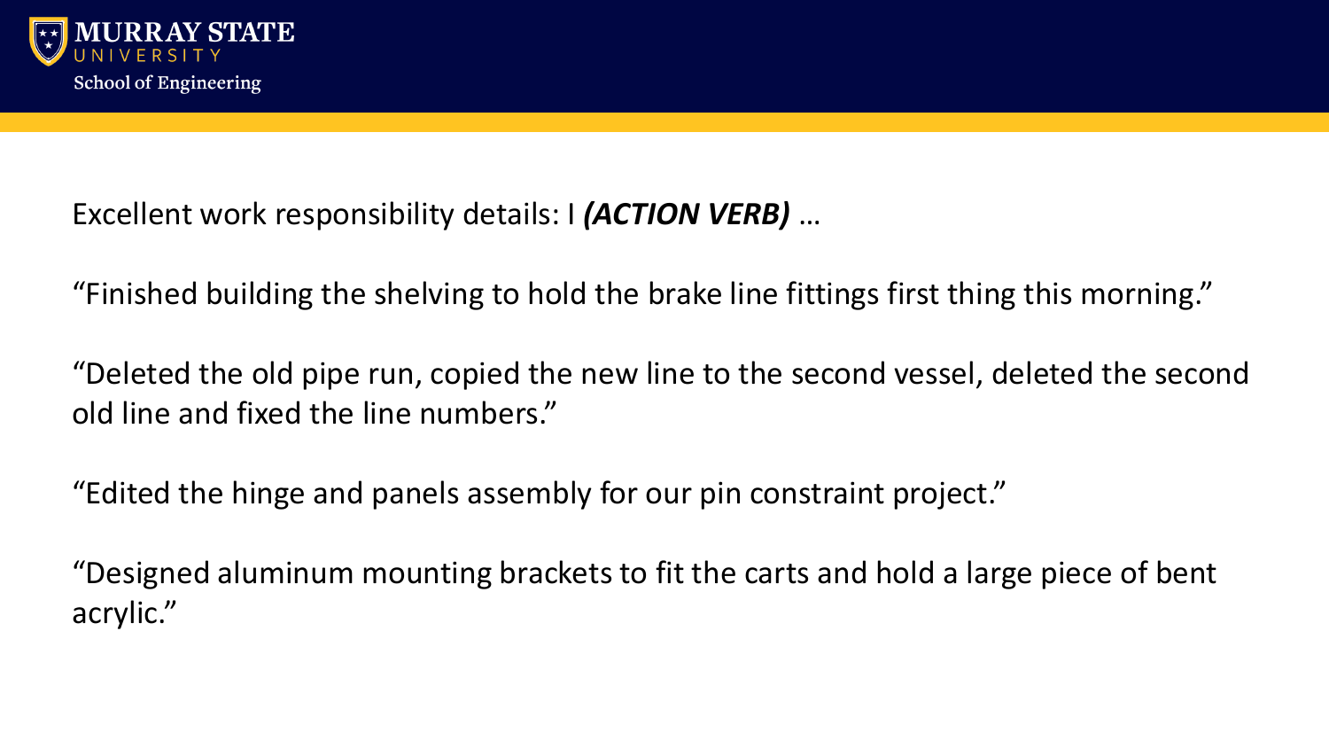Excellent work responsibility details: I ***(ACTION VERB)*** …

“Finished building the shelving to hold the brake line fittings first thing this morning.”

“Deleted the old pipe run, copied the new line to the second vessel, deleted the second old line and fixed the line numbers.”

“Edited the hinge and panels assembly for our pin constraint project.”

“Designed aluminum mounting brackets to fit the carts and hold a large piece of bent acrylic.”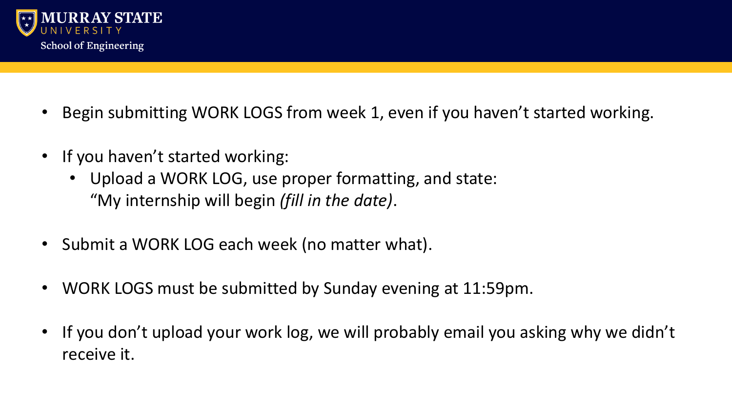- Begin submitting WORK LOGS from week 1, even if you haven't started working.
- If you haven't started working:
  - Upload a WORK LOG, use proper formatting, and state: "My internship will begin *(fill in the date)*.
- Submit a WORK LOG each week (no matter what).
- WORK LOGS must be submitted by Sunday evening at 11:59pm.
- If you don't upload your work log, we will probably email you asking why we didn't receive it.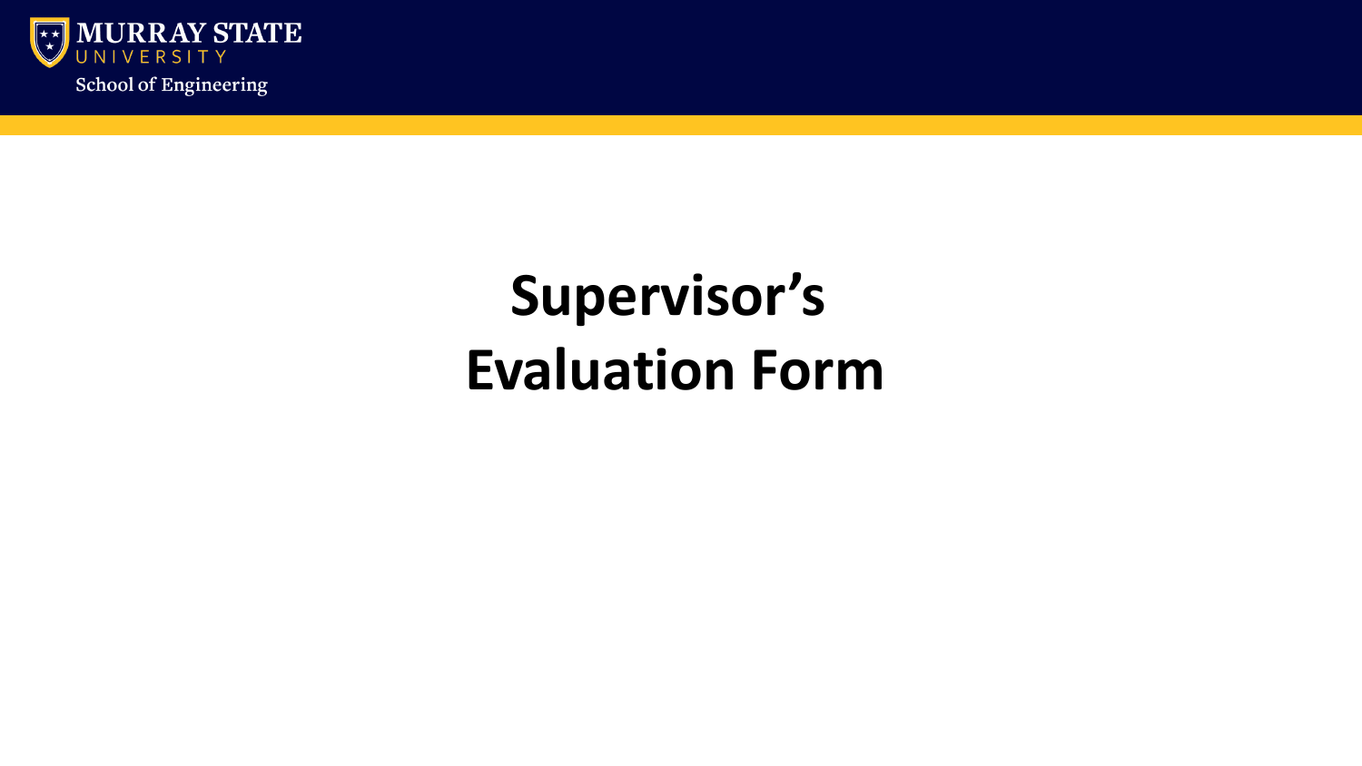# Supervisor's Evaluation Form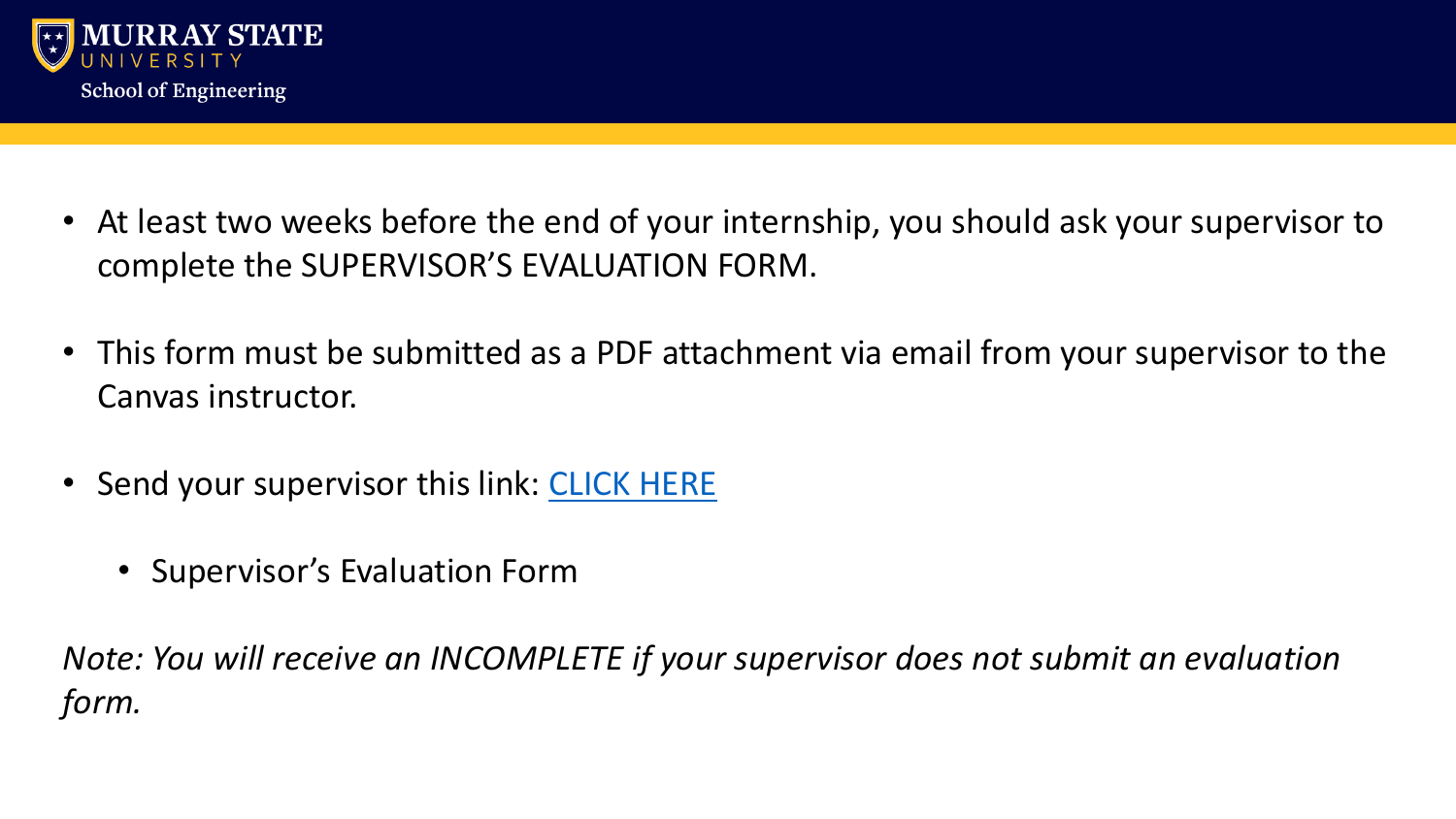- At least two weeks before the end of your internship, you should ask your supervisor to complete the SUPERVISOR'S EVALUATION FORM.
- This form must be submitted as a PDF attachment via email from your supervisor to the Canvas instructor.
- Send your supervisor this link: CLICK HERE
  - Supervisor's Evaluation Form

*Note: You will receive an INCOMPLETE if your supervisor does not submit an evaluation form.*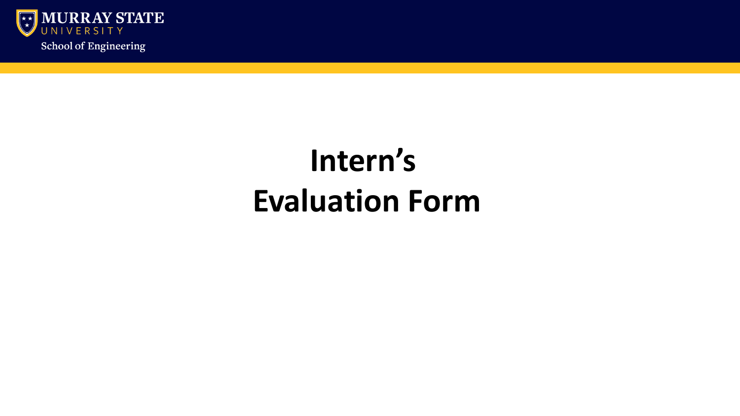# Intern's Evaluation Form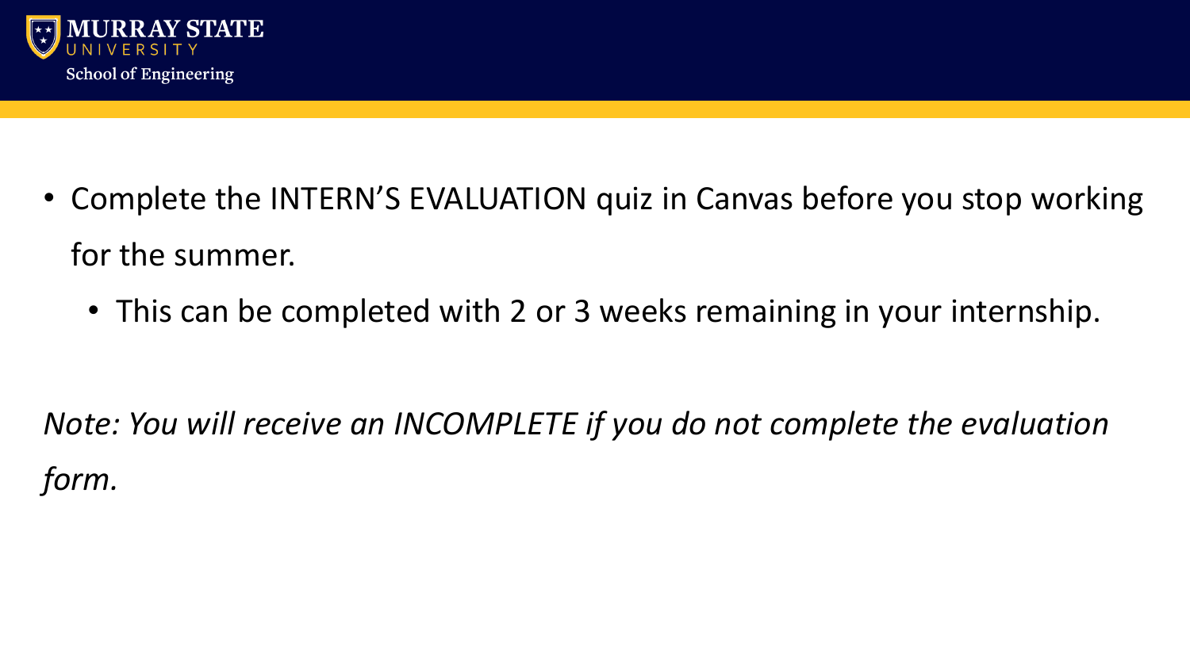- Complete the INTERN'S EVALUATION quiz in Canvas before you stop working for the summer.
  - This can be completed with 2 or 3 weeks remaining in your internship.

*Note: You will receive an INCOMPLETE if you do not complete the evaluation form.*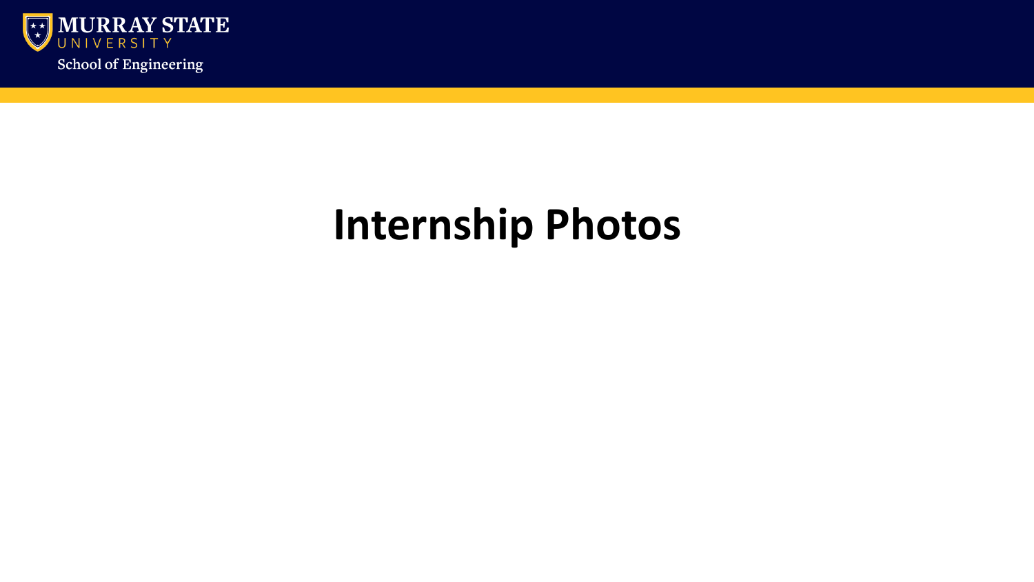# Internship Photos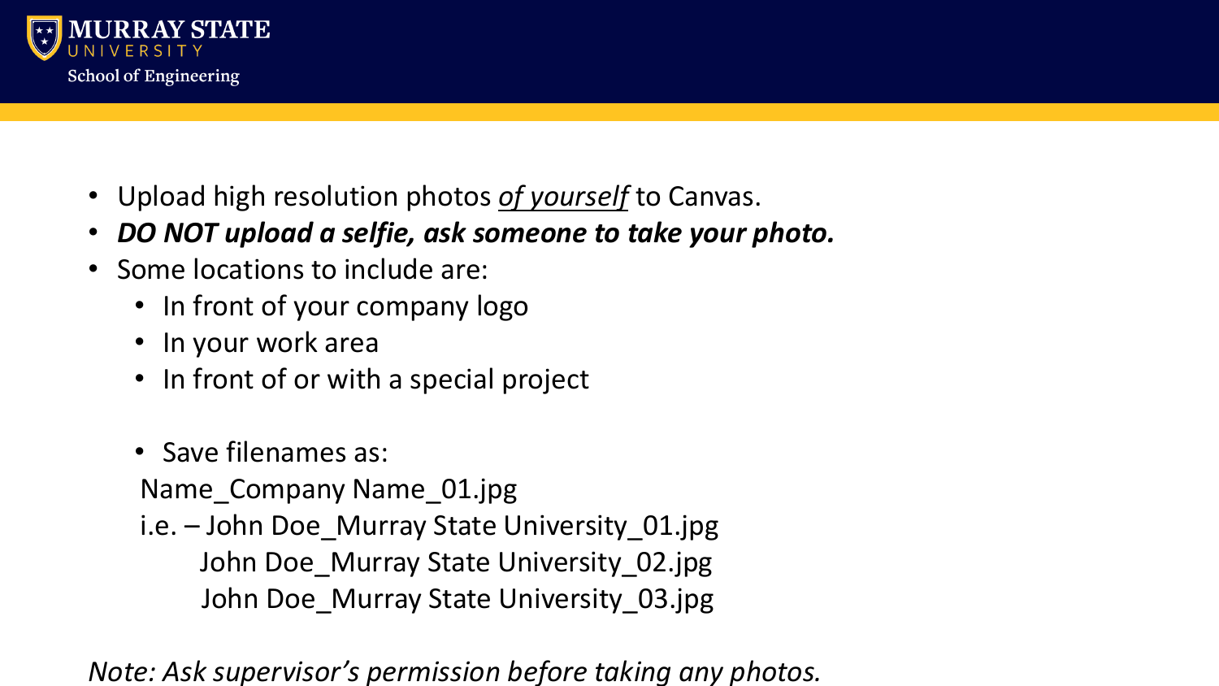- Upload high resolution photos ***of yourself*** to Canvas.
- ***DO NOT upload a selfie, ask someone to take your photo.***
- Some locations to include are:
  - In front of your company logo
  - In your work area
  - In front of or with a special project

  - Save filenames as:

  Name_Company Name_01.jpg

  i.e. – John Doe_Murray State University_01.jpg

  John Doe_Murray State University_02.jpg

  John Doe_Murray State University_03.jpg

*Note: Ask supervisor's permission before taking any photos.*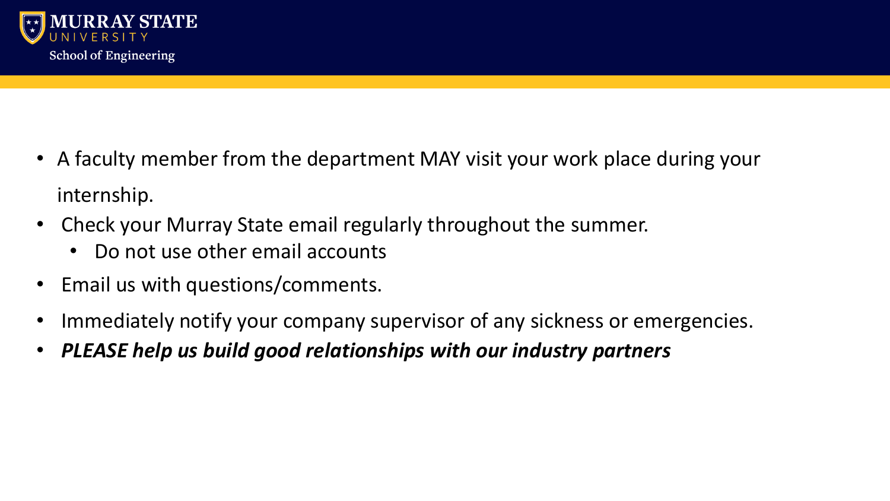- A faculty member from the department MAY visit your work place during your internship.
- Check your Murray State email regularly throughout the summer.
  - Do not use other email accounts
- Email us with questions/comments.
- Immediately notify your company supervisor of any sickness or emergencies.
- ***PLEASE help us build good relationships with our industry partners***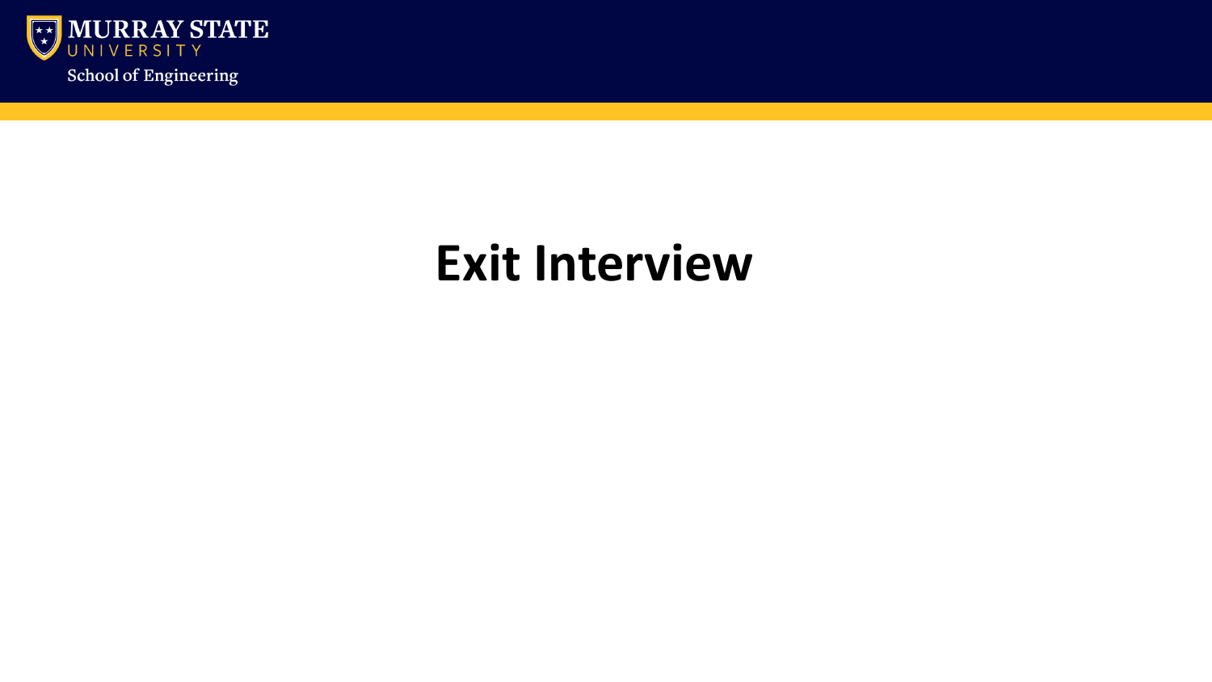# Exit Interview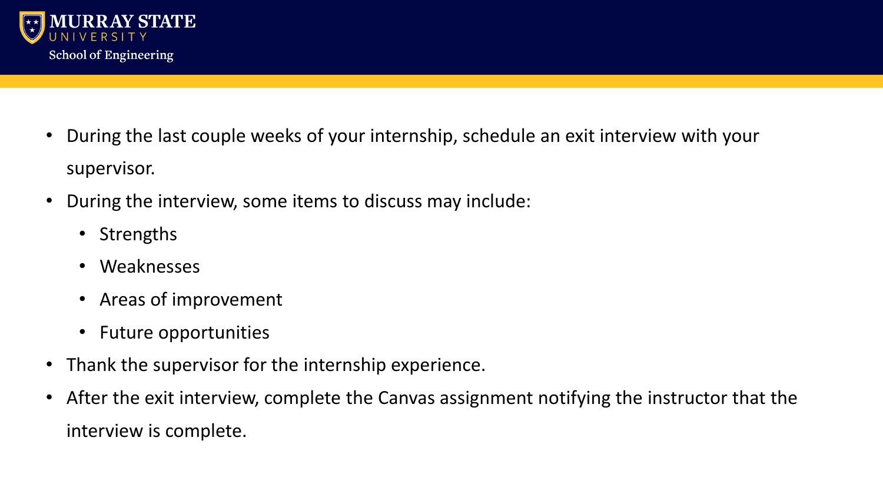- During the last couple weeks of your internship, schedule an exit interview with your supervisor.
- During the interview, some items to discuss may include:
  - Strengths
  - Weaknesses
  - Areas of improvement
  - Future opportunities
- Thank the supervisor for the internship experience.
- After the exit interview, complete the Canvas assignment notifying the instructor that the interview is complete.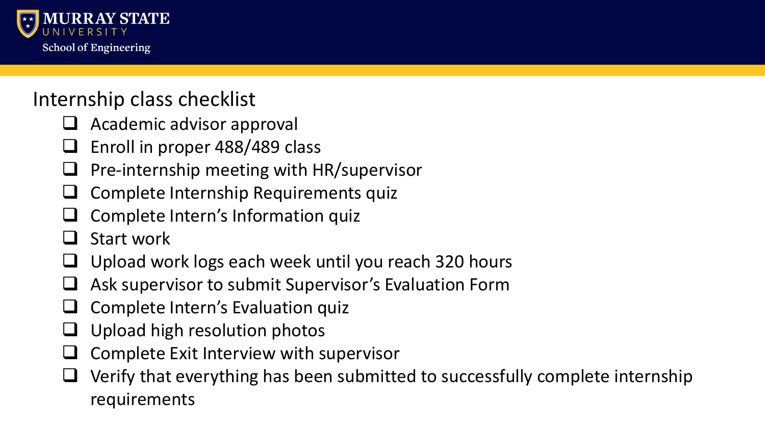Murray State University
School of Engineering

## Internship class checklist

- [ ] Academic advisor approval
- [ ] Enroll in proper 488/489 class
- [ ] Pre-internship meeting with HR/supervisor
- [ ] Complete Internship Requirements quiz
- [ ] Complete Intern's Information quiz
- [ ] Start work
- [ ] Upload work logs each week until you reach 320 hours
- [ ] Ask supervisor to submit Supervisor's Evaluation Form
- [ ] Complete Intern's Evaluation quiz
- [ ] Upload high resolution photos
- [ ] Complete Exit Interview with supervisor
- [ ] Verify that everything has been submitted to successfully complete internship requirements